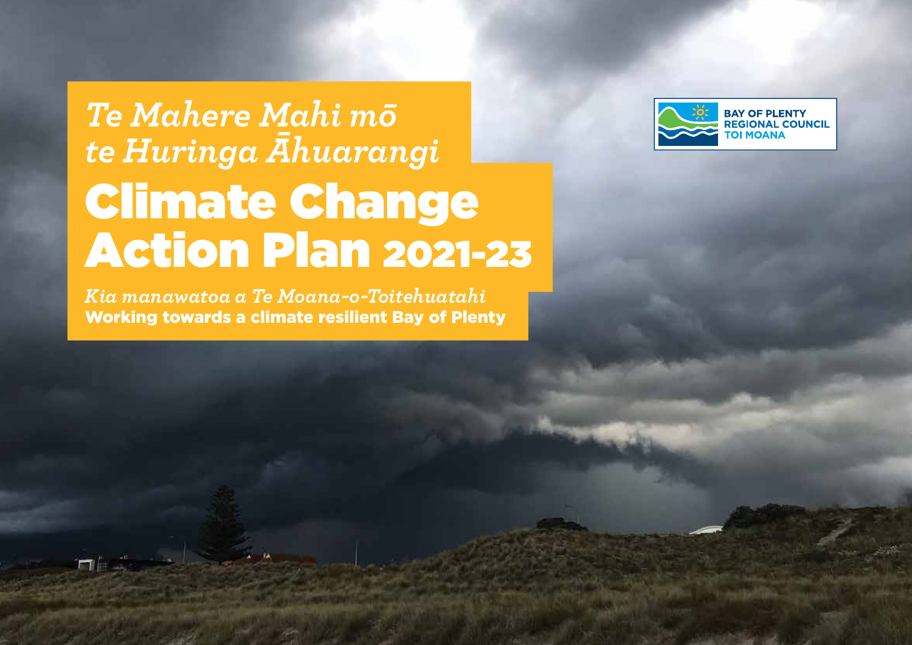*Te Mahere Mahi mō te Huringa Āhuarangi*

# Climate Change Action Plan 2021-23

*Kia manawatoa a Te Moana-o-Toitehuatahi*

**Working towards a climate resilient Bay of Plenty**

BAY OF PLENTY REGIONAL COUNCIL TOI MOANA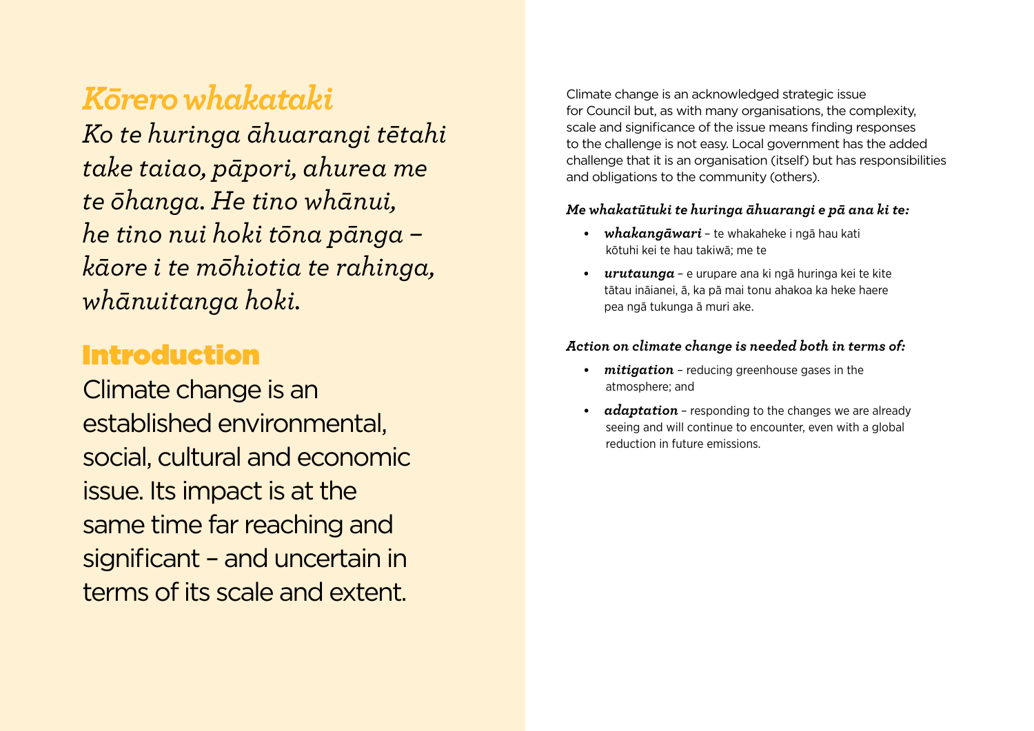# *Kōrero whakataki*

*Ko te huringa āhuarangi tētahi take taiao, pāpori, ahurea me te ōhanga. He tino whānui, he tino nui hoki tōna pānga – kāore i te mōhiotia te rahinga, whānuitanga hoki.*

# Introduction

Climate change is an established environmental, social, cultural and economic issue. Its impact is at the same time far reaching and significant – and uncertain in terms of its scale and extent.

Climate change is an acknowledged strategic issue for Council but, as with many organisations, the complexity, scale and significance of the issue means finding responses to the challenge is not easy. Local government has the added challenge that it is an organisation (itself) but has responsibilities and obligations to the community (others).

***Me whakatūtuki te huringa āhuarangi e pā ana ki te:***

- ***whakangāwari*** – te whakaheke i ngā hau kati kōtuhi kei te hau takiwā; me te
- ***urutaunga*** – e urupare ana ki ngā huringa kei te kite tātau ināianei, ā, ka pā mai tonu ahakoa ka heke haere pea ngā tukunga ā muri ake.

***Action on climate change is needed both in terms of:***

- ***mitigation*** – reducing greenhouse gases in the atmosphere; and
- ***adaptation*** – responding to the changes we are already seeing and will continue to encounter, even with a global reduction in future emissions.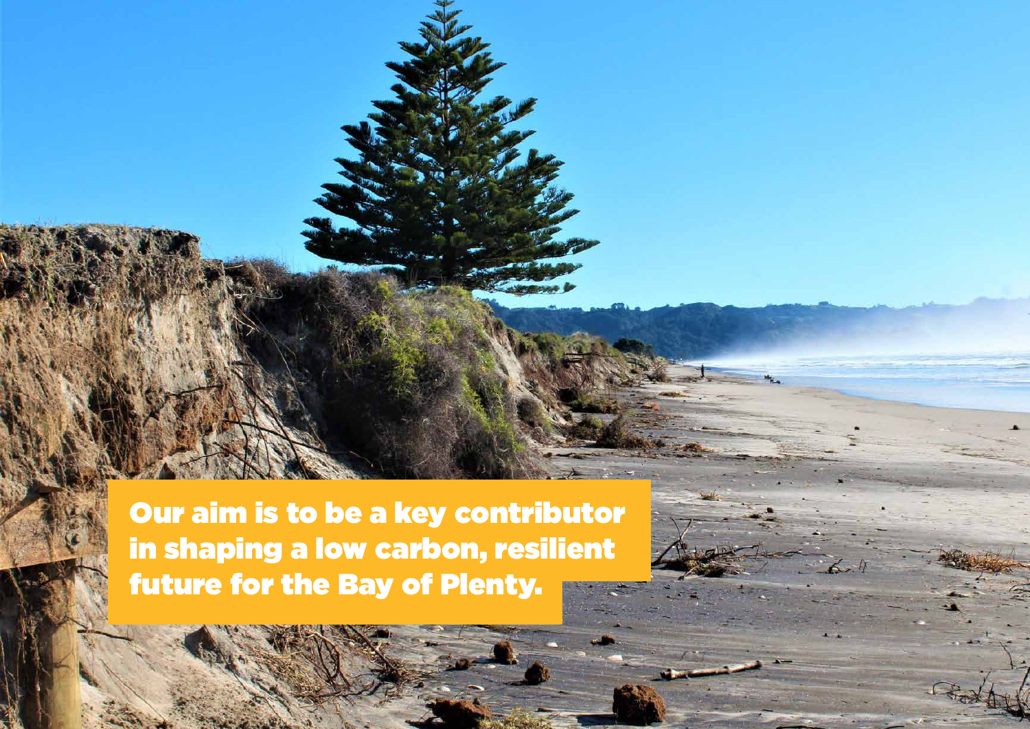**Our aim is to be a key contributor in shaping a low carbon, resilient future for the Bay of Plenty.**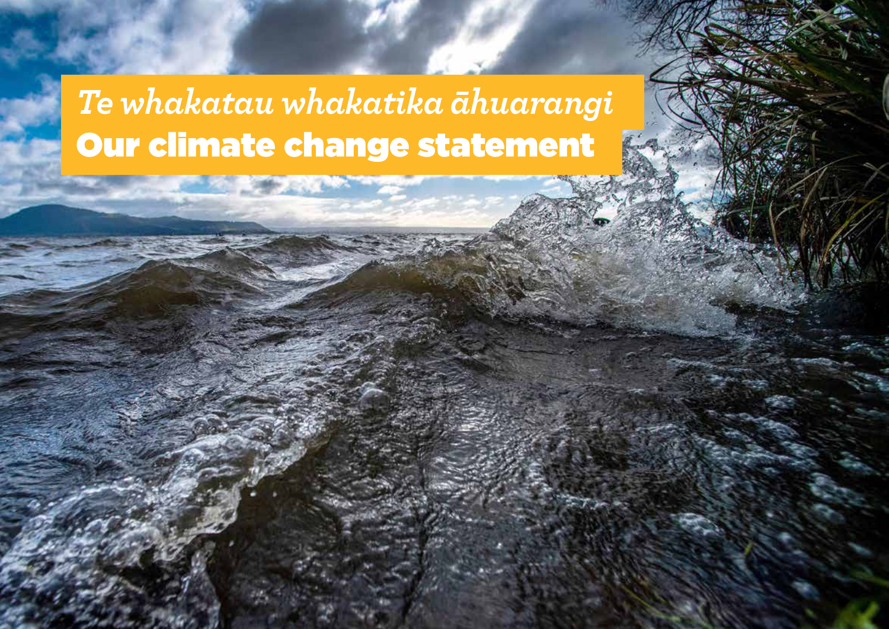*Te whakatau whakatika āhuarangi*

# Our climate change statement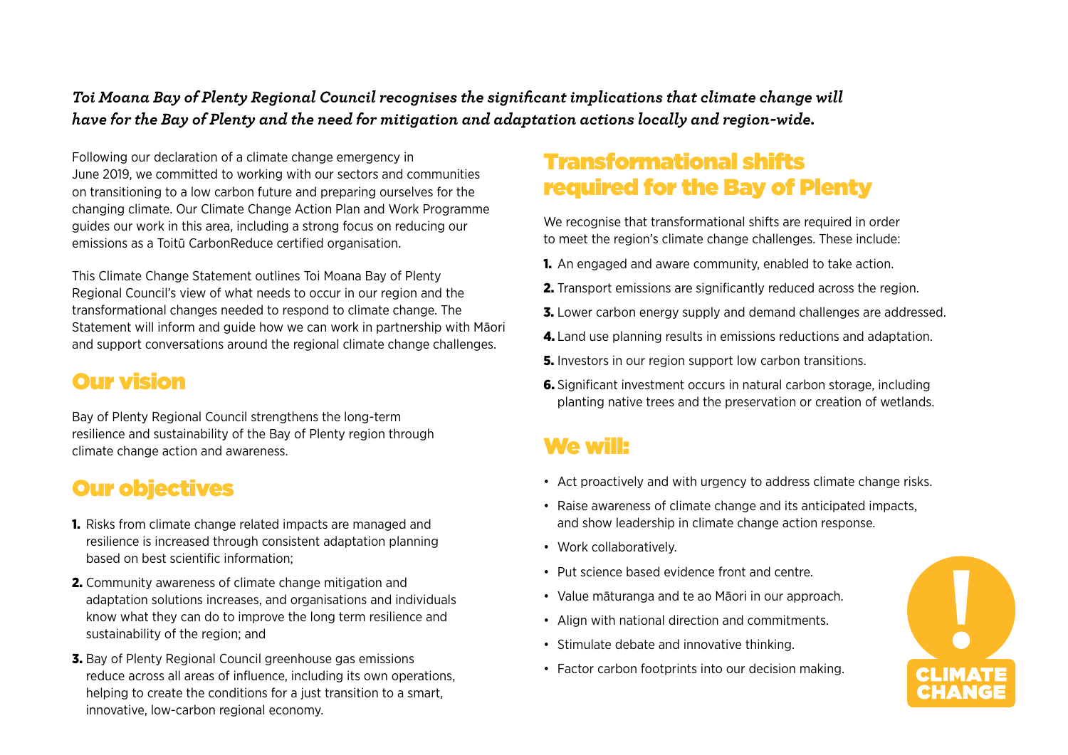***Toi Moana Bay of Plenty Regional Council recognises the significant implications that climate change will have for the Bay of Plenty and the need for mitigation and adaptation actions locally and region-wide.***

Following our declaration of a climate change emergency in June 2019, we committed to working with our sectors and communities on transitioning to a low carbon future and preparing ourselves for the changing climate. Our Climate Change Action Plan and Work Programme guides our work in this area, including a strong focus on reducing our emissions as a Toitū CarbonReduce certified organisation.

This Climate Change Statement outlines Toi Moana Bay of Plenty Regional Council's view of what needs to occur in our region and the transformational changes needed to respond to climate change. The Statement will inform and guide how we can work in partnership with Māori and support conversations around the regional climate change challenges.

## Our vision

Bay of Plenty Regional Council strengthens the long-term resilience and sustainability of the Bay of Plenty region through climate change action and awareness.

## Our objectives

1. Risks from climate change related impacts are managed and resilience is increased through consistent adaptation planning based on best scientific information;
2. Community awareness of climate change mitigation and adaptation solutions increases, and organisations and individuals know what they can do to improve the long term resilience and sustainability of the region; and
3. Bay of Plenty Regional Council greenhouse gas emissions reduce across all areas of influence, including its own operations, helping to create the conditions for a just transition to a smart, innovative, low-carbon regional economy.

## Transformational shifts required for the Bay of Plenty

We recognise that transformational shifts are required in order to meet the region's climate change challenges. These include:

1. An engaged and aware community, enabled to take action.
2. Transport emissions are significantly reduced across the region.
3. Lower carbon energy supply and demand challenges are addressed.
4. Land use planning results in emissions reductions and adaptation.
5. Investors in our region support low carbon transitions.
6. Significant investment occurs in natural carbon storage, including planting native trees and the preservation or creation of wetlands.

## We will:

- Act proactively and with urgency to address climate change risks.
- Raise awareness of climate change and its anticipated impacts, and show leadership in climate change action response.
- Work collaboratively.
- Put science based evidence front and centre.
- Value māturanga and te ao Māori in our approach.
- Align with national direction and commitments.
- Stimulate debate and innovative thinking.
- Factor carbon footprints into our decision making.

CLIMATE CHANGE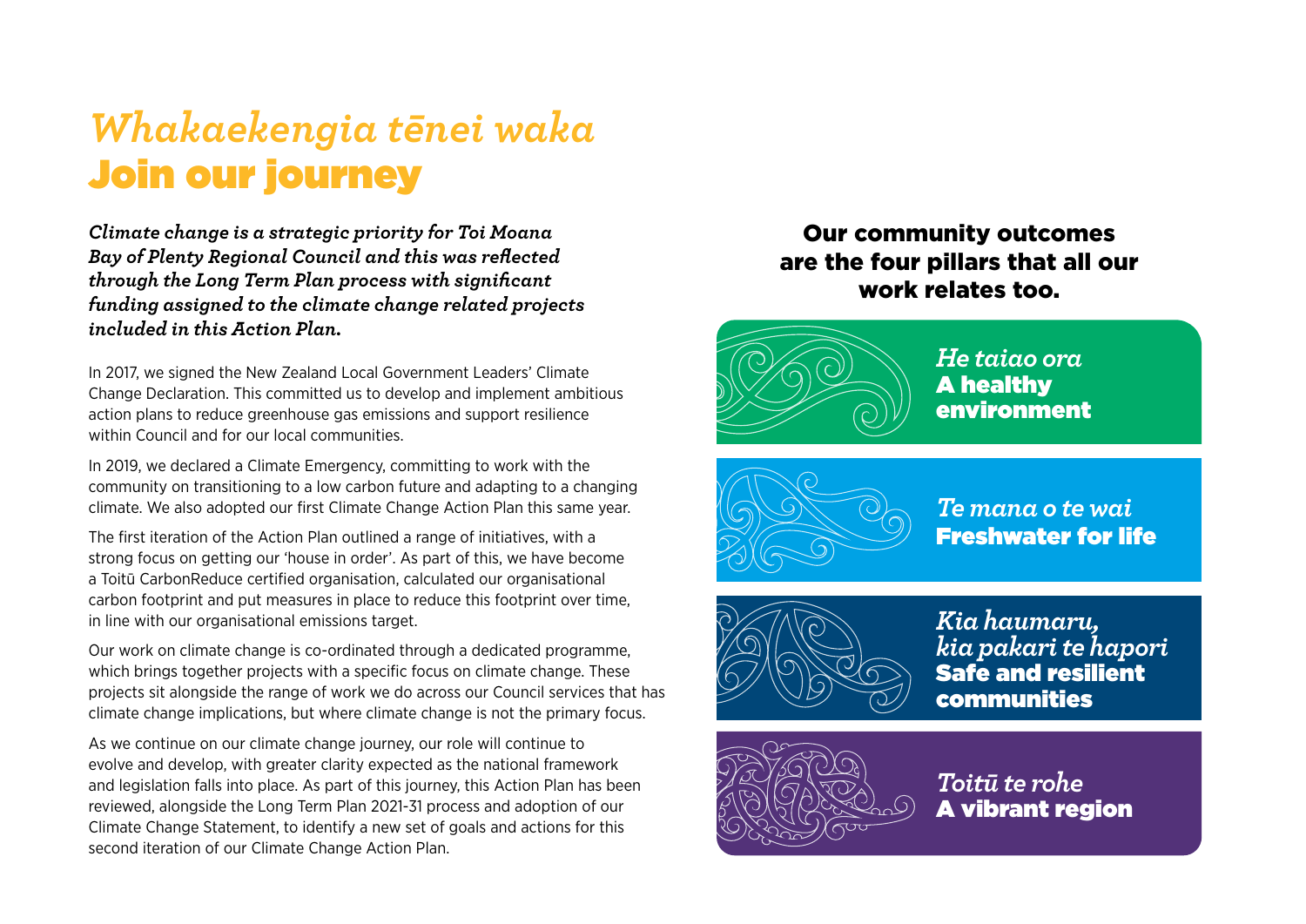# *Whakaekengia tēnei waka*
# Join our journey

***Climate change is a strategic priority for Toi Moana Bay of Plenty Regional Council and this was reflected through the Long Term Plan process with significant funding assigned to the climate change related projects included in this Action Plan.***

In 2017, we signed the New Zealand Local Government Leaders' Climate Change Declaration. This committed us to develop and implement ambitious action plans to reduce greenhouse gas emissions and support resilience within Council and for our local communities.

In 2019, we declared a Climate Emergency, committing to work with the community on transitioning to a low carbon future and adapting to a changing climate. We also adopted our first Climate Change Action Plan this same year.

The first iteration of the Action Plan outlined a range of initiatives, with a strong focus on getting our 'house in order'. As part of this, we have become a Toitū CarbonReduce certified organisation, calculated our organisational carbon footprint and put measures in place to reduce this footprint over time, in line with our organisational emissions target.

Our work on climate change is co-ordinated through a dedicated programme, which brings together projects with a specific focus on climate change. These projects sit alongside the range of work we do across our Council services that has climate change implications, but where climate change is not the primary focus.

As we continue on our climate change journey, our role will continue to evolve and develop, with greater clarity expected as the national framework and legislation falls into place. As part of this journey, this Action Plan has been reviewed, alongside the Long Term Plan 2021-31 process and adoption of our Climate Change Statement, to identify a new set of goals and actions for this second iteration of our Climate Change Action Plan.

## Our community outcomes are the four pillars that all our work relates too.

*He taiao ora*
**A healthy environment**

*Te mana o te wai*
**Freshwater for life**

*Kia haumaru, kia pakari te hapori*
**Safe and resilient communities**

*Toitū te rohe*
**A vibrant region**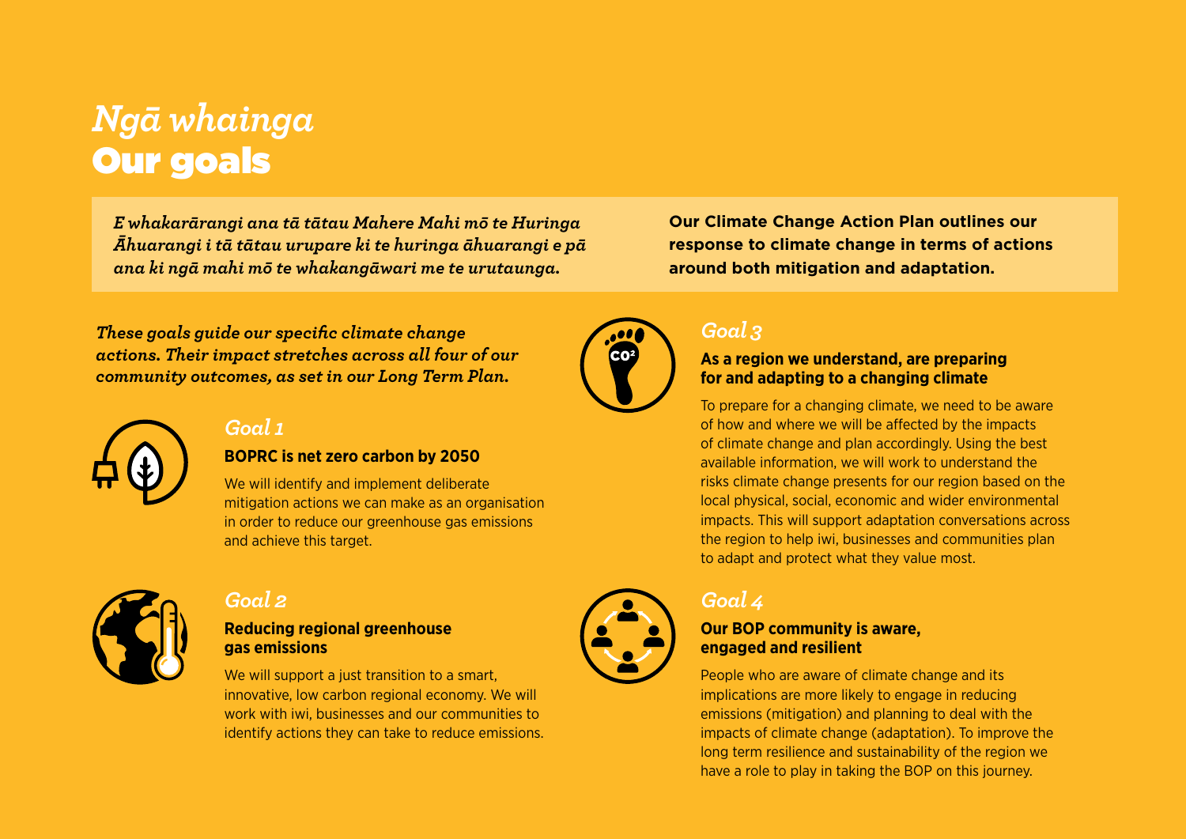# *Ngā whainga*
# Our goals

*E whakarārangi ana tā tātau Mahere Mahi mō te Huringa Āhuarangi i tā tātau urupare ki te huringa āhuarangi e pā ana ki ngā mahi mō te whakangāwari me te urutaunga.*

**Our Climate Change Action Plan outlines our response to climate change in terms of actions around both mitigation and adaptation.**

*These goals guide our specific climate change actions. Their impact stretches across all four of our community outcomes, as set in our Long Term Plan.*

## *Goal 1*

### BOPRC is net zero carbon by 2050

We will identify and implement deliberate mitigation actions we can make as an organisation in order to reduce our greenhouse gas emissions and achieve this target.

## *Goal 2*

### Reducing regional greenhouse gas emissions

We will support a just transition to a smart, innovative, low carbon regional economy. We will work with iwi, businesses and our communities to identify actions they can take to reduce emissions.

## *Goal 3*

### As a region we understand, are preparing for and adapting to a changing climate

To prepare for a changing climate, we need to be aware of how and where we will be affected by the impacts of climate change and plan accordingly. Using the best available information, we will work to understand the risks climate change presents for our region based on the local physical, social, economic and wider environmental impacts. This will support adaptation conversations across the region to help iwi, businesses and communities plan to adapt and protect what they value most.

## *Goal 4*

### Our BOP community is aware, engaged and resilient

People who are aware of climate change and its implications are more likely to engage in reducing emissions (mitigation) and planning to deal with the impacts of climate change (adaptation). To improve the long term resilience and sustainability of the region we have a role to play in taking the BOP on this journey.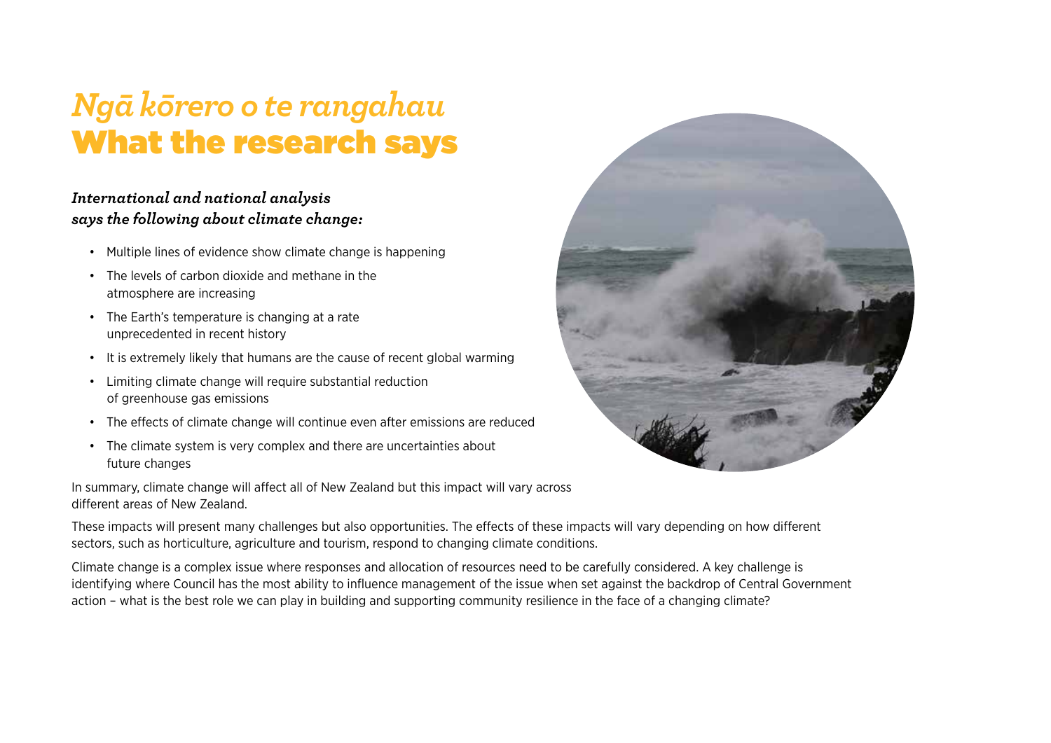# *Ngā kōrero o te rangahau*
# What the research says

***International and national analysis says the following about climate change:***

- Multiple lines of evidence show climate change is happening
- The levels of carbon dioxide and methane in the atmosphere are increasing
- The Earth's temperature is changing at a rate unprecedented in recent history
- It is extremely likely that humans are the cause of recent global warming
- Limiting climate change will require substantial reduction of greenhouse gas emissions
- The effects of climate change will continue even after emissions are reduced
- The climate system is very complex and there are uncertainties about future changes

In summary, climate change will affect all of New Zealand but this impact will vary across different areas of New Zealand.

These impacts will present many challenges but also opportunities. The effects of these impacts will vary depending on how different sectors, such as horticulture, agriculture and tourism, respond to changing climate conditions.

Climate change is a complex issue where responses and allocation of resources need to be carefully considered. A key challenge is identifying where Council has the most ability to influence management of the issue when set against the backdrop of Central Government action – what is the best role we can play in building and supporting community resilience in the face of a changing climate?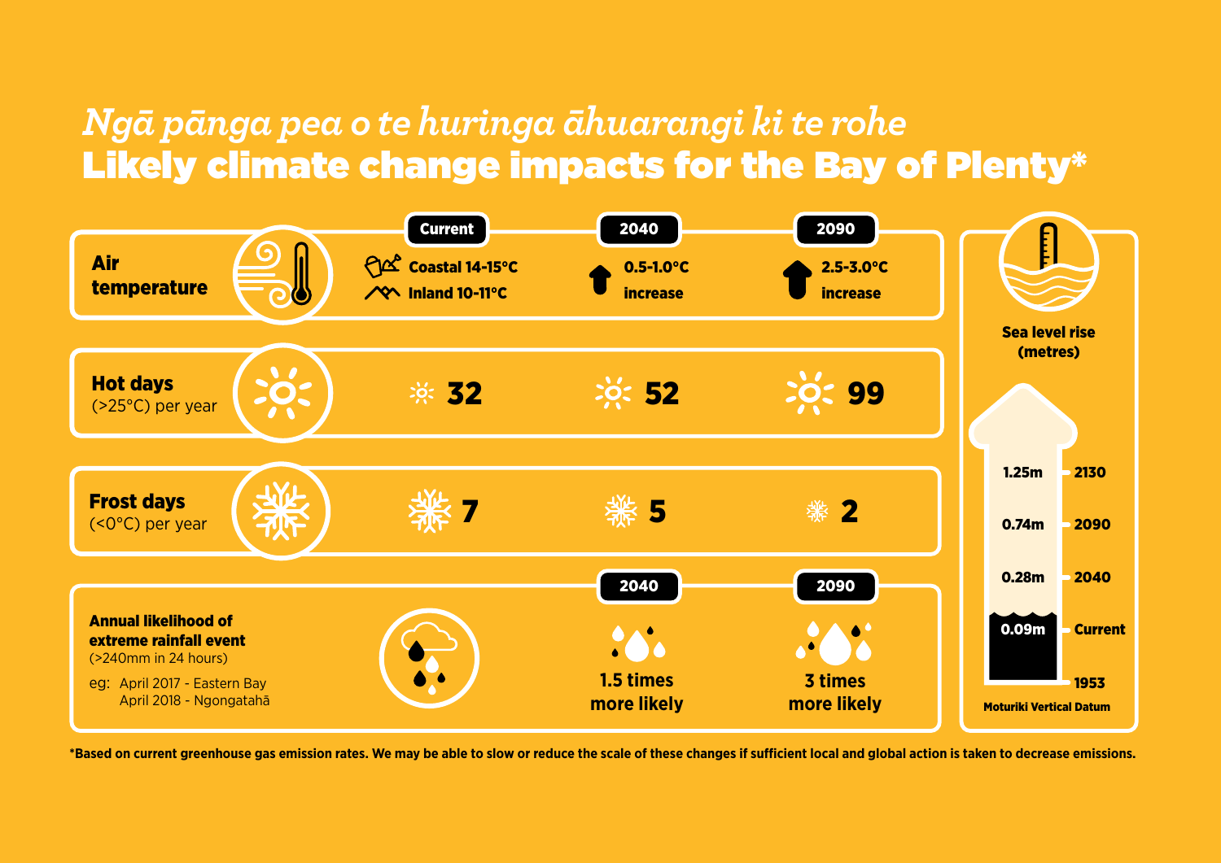# *Ngā pānga pea o te huringa āhuarangi ki te rohe*
# Likely climate change impacts for the Bay of Plenty*

| | Current | 2040 | 2090 |
|---|---|---|---|
| **Air temperature** | Coastal 14-15°C<br>Inland 10-11°C | 0.5-1.0°C increase | 2.5-3.0°C increase |
| **Hot days** (>25°C) per year | 32 | 52 | 99 |
| **Frost days** (<0°C) per year | 7 | 5 | 2 |

| | 2040 | 2090 |
|---|---|---|
| **Annual likelihood of extreme rainfall event** (>240mm in 24 hours)<br>eg: April 2017 - Eastern Bay<br>April 2018 - Ngongatahā | 1.5 times more likely | 3 times more likely |

**Sea level rise (metres)**

1.25m – 2130

0.74m – 2090

0.28m – 2040

0.09m – Current

1953

**Moturiki Vertical Datum**

***Based on current greenhouse gas emission rates. We may be able to slow or reduce the scale of these changes if sufficient local and global action is taken to decrease emissions.**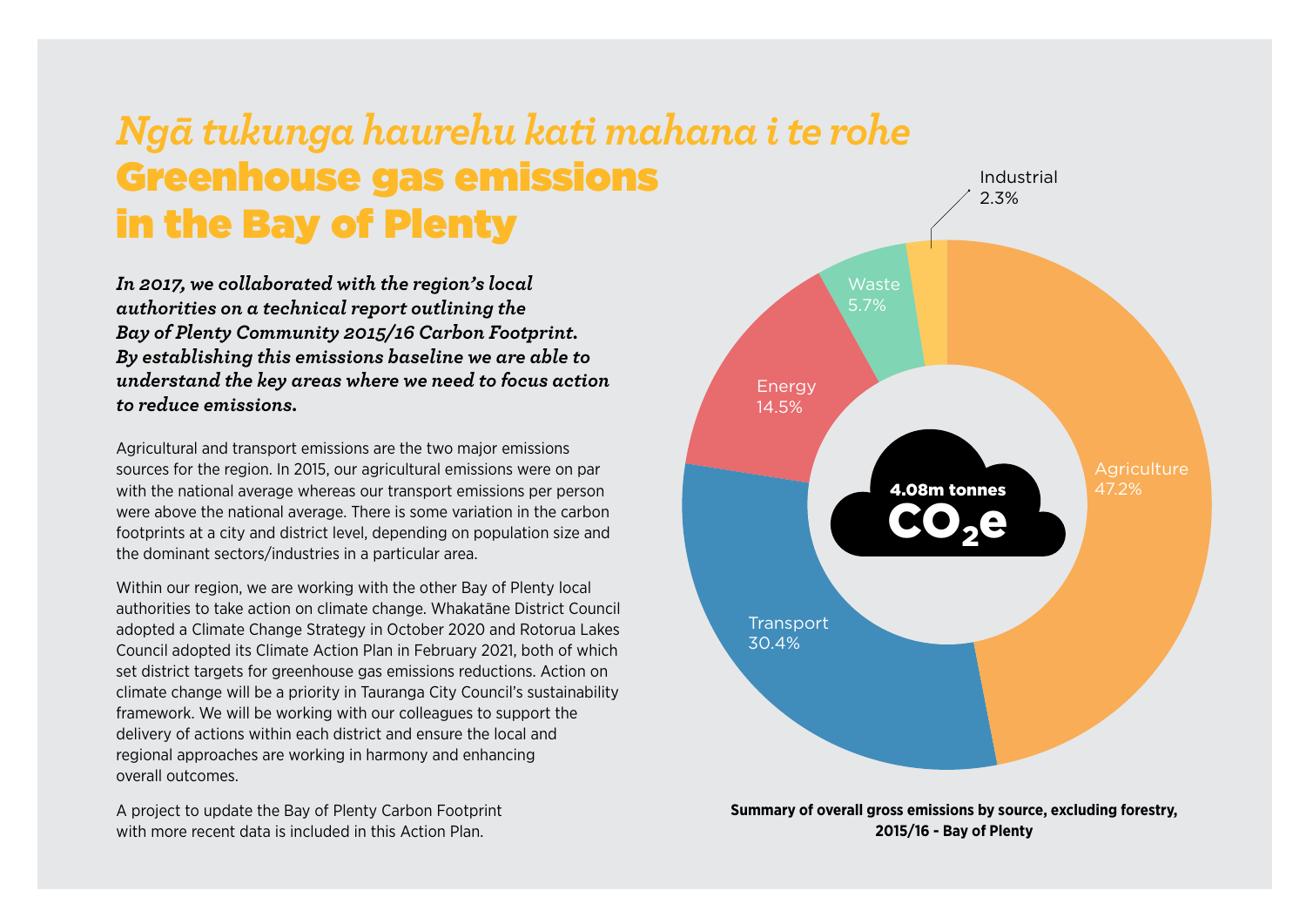# *Ngā tukunga haurehu kati mahana i te rohe*

# Greenhouse gas emissions in the Bay of Plenty

***In 2017, we collaborated with the region's local authorities on a technical report outlining the Bay of Plenty Community 2015/16 Carbon Footprint. By establishing this emissions baseline we are able to understand the key areas where we need to focus action to reduce emissions.***

Agricultural and transport emissions are the two major emissions sources for the region. In 2015, our agricultural emissions were on par with the national average whereas our transport emissions per person were above the national average. There is some variation in the carbon footprints at a city and district level, depending on population size and the dominant sectors/industries in a particular area.

Within our region, we are working with the other Bay of Plenty local authorities to take action on climate change. Whakatāne District Council adopted a Climate Change Strategy in October 2020 and Rotorua Lakes Council adopted its Climate Action Plan in February 2021, both of which set district targets for greenhouse gas emissions reductions. Action on climate change will be a priority in Tauranga City Council's sustainability framework. We will be working with our colleagues to support the delivery of actions within each district and ensure the local and regional approaches are working in harmony and enhancing overall outcomes.

A project to update the Bay of Plenty Carbon Footprint with more recent data is included in this Action Plan.

Industrial
2.3%

Waste
5.7%

Energy
14.5%

Agriculture
47.2%

Transport
30.4%

4.08m tonnes
$CO_2e$

**Summary of overall gross emissions by source, excluding forestry, 2015/16 - Bay of Plenty**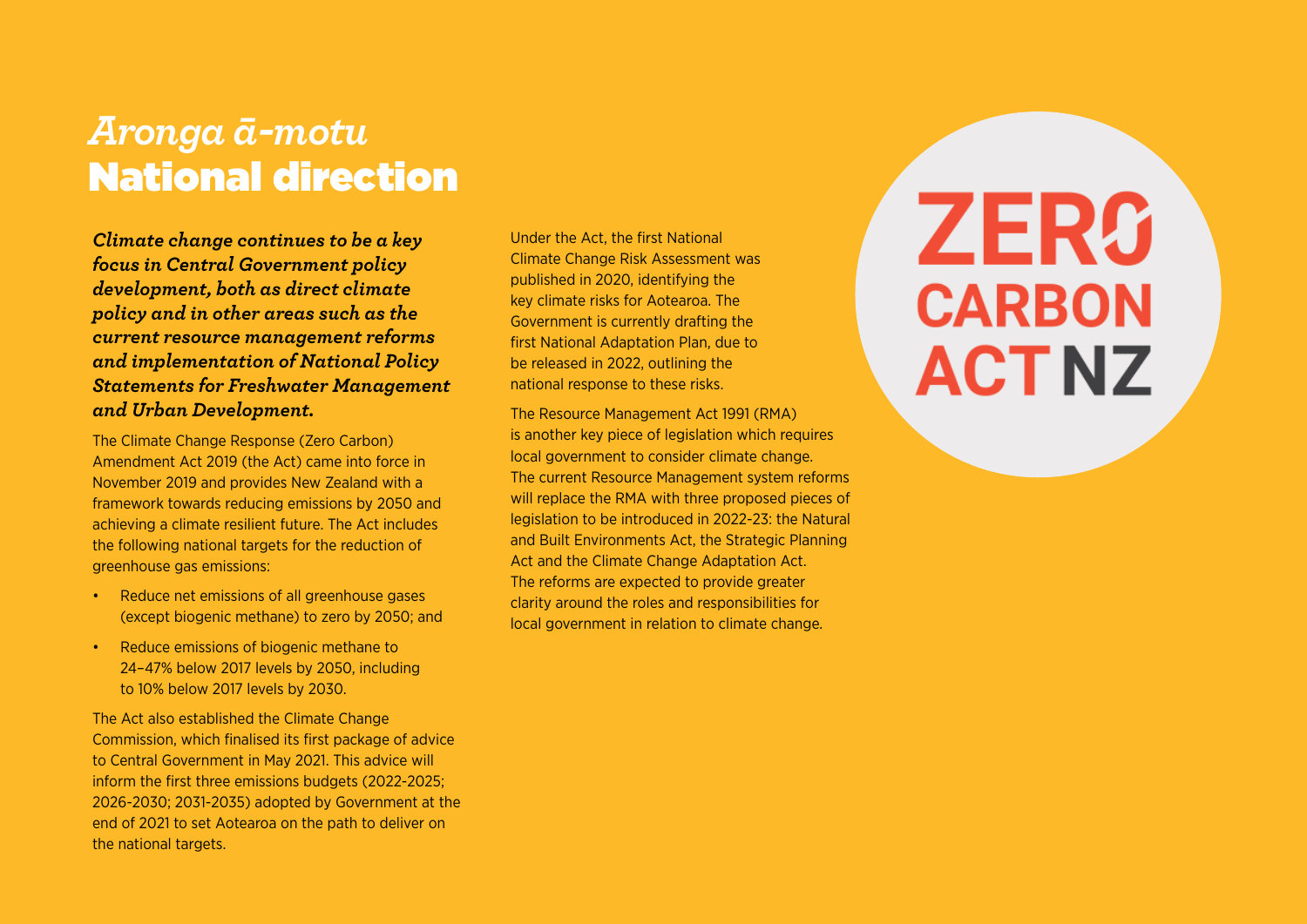# *Aronga ā-motu*
# National direction

***Climate change continues to be a key focus in Central Government policy development, both as direct climate policy and in other areas such as the current resource management reforms and implementation of National Policy Statements for Freshwater Management and Urban Development.***

The Climate Change Response (Zero Carbon) Amendment Act 2019 (the Act) came into force in November 2019 and provides New Zealand with a framework towards reducing emissions by 2050 and achieving a climate resilient future. The Act includes the following national targets for the reduction of greenhouse gas emissions:

- Reduce net emissions of all greenhouse gases (except biogenic methane) to zero by 2050; and
- Reduce emissions of biogenic methane to 24–47% below 2017 levels by 2050, including to 10% below 2017 levels by 2030.

The Act also established the Climate Change Commission, which finalised its first package of advice to Central Government in May 2021. This advice will inform the first three emissions budgets (2022-2025; 2026-2030; 2031-2035) adopted by Government at the end of 2021 to set Aotearoa on the path to deliver on the national targets.

Under the Act, the first National Climate Change Risk Assessment was published in 2020, identifying the key climate risks for Aotearoa. The Government is currently drafting the first National Adaptation Plan, due to be released in 2022, outlining the national response to these risks.

The Resource Management Act 1991 (RMA) is another key piece of legislation which requires local government to consider climate change. The current Resource Management system reforms will replace the RMA with three proposed pieces of legislation to be introduced in 2022-23: the Natural and Built Environments Act, the Strategic Planning Act and the Climate Change Adaptation Act. The reforms are expected to provide greater clarity around the roles and responsibilities for local government in relation to climate change.

ZERO CARBON ACT NZ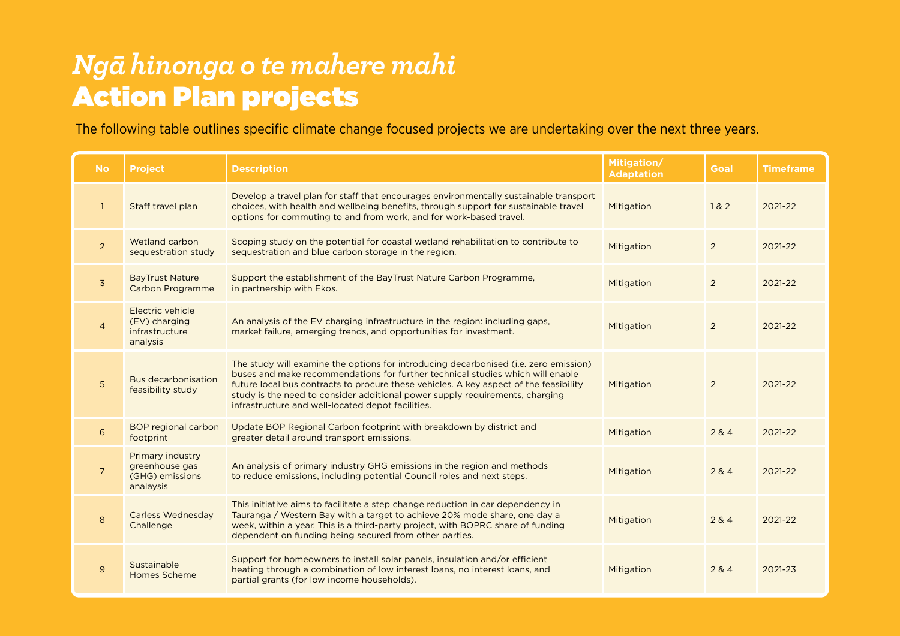# *Ngā hinonga o te mahere mahi*
# Action Plan projects

The following table outlines specific climate change focused projects we are undertaking over the next three years.

| No | Project | Description | Mitigation/ Adaptation | Goal | Timeframe |
|---|---|---|---|---|---|
| 1 | Staff travel plan | Develop a travel plan for staff that encourages environmentally sustainable transport choices, with health and wellbeing benefits, through support for sustainable travel options for commuting to and from work, and for work-based travel. | Mitigation | 1 & 2 | 2021-22 |
| 2 | Wetland carbon sequestration study | Scoping study on the potential for coastal wetland rehabilitation to contribute to sequestration and blue carbon storage in the region. | Mitigation | 2 | 2021-22 |
| 3 | BayTrust Nature Carbon Programme | Support the establishment of the BayTrust Nature Carbon Programme, in partnership with Ekos. | Mitigation | 2 | 2021-22 |
| 4 | Electric vehicle (EV) charging infrastructure analysis | An analysis of the EV charging infrastructure in the region: including gaps, market failure, emerging trends, and opportunities for investment. | Mitigation | 2 | 2021-22 |
| 5 | Bus decarbonisation feasibility study | The study will examine the options for introducing decarbonised (i.e. zero emission) buses and make recommendations for further technical studies which will enable future local bus contracts to procure these vehicles. A key aspect of the feasibility study is the need to consider additional power supply requirements, charging infrastructure and well-located depot facilities. | Mitigation | 2 | 2021-22 |
| 6 | BOP regional carbon footprint | Update BOP Regional Carbon footprint with breakdown by district and greater detail around transport emissions. | Mitigation | 2 & 4 | 2021-22 |
| 7 | Primary industry greenhouse gas (GHG) emissions analaysis | An analysis of primary industry GHG emissions in the region and methods to reduce emissions, including potential Council roles and next steps. | Mitigation | 2 & 4 | 2021-22 |
| 8 | Carless Wednesday Challenge | This initiative aims to facilitate a step change reduction in car dependency in Tauranga / Western Bay with a target to achieve 20% mode share, one day a week, within a year. This is a third-party project, with BOPRC share of funding dependent on funding being secured from other parties. | Mitigation | 2 & 4 | 2021-22 |
| 9 | Sustainable Homes Scheme | Support for homeowners to install solar panels, insulation and/or efficient heating through a combination of low interest loans, no interest loans, and partial grants (for low income households). | Mitigation | 2 & 4 | 2021-23 |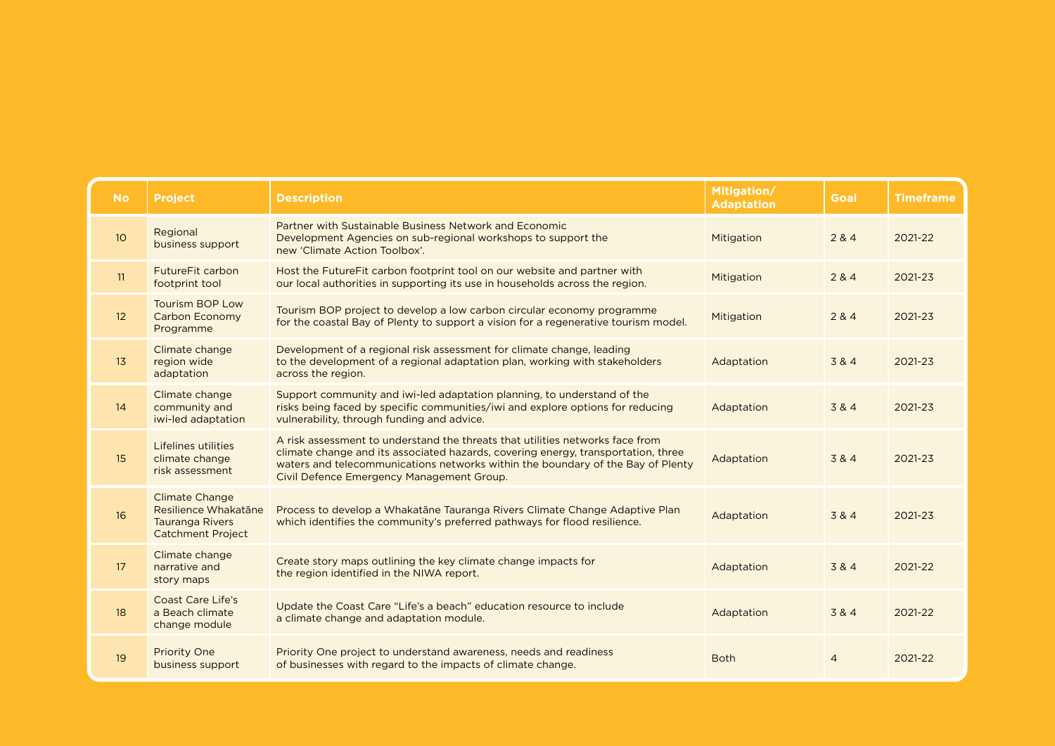| No | Project | Description | Mitigation/ Adaptation | Goal | Timeframe |
|---|---|---|---|---|---|
| 10 | Regional business support | Partner with Sustainable Business Network and Economic Development Agencies on sub-regional workshops to support the new 'Climate Action Toolbox'. | Mitigation | 2 & 4 | 2021-22 |
| 11 | FutureFit carbon footprint tool | Host the FutureFit carbon footprint tool on our website and partner with our local authorities in supporting its use in households across the region. | Mitigation | 2 & 4 | 2021-23 |
| 12 | Tourism BOP Low Carbon Economy Programme | Tourism BOP project to develop a low carbon circular economy programme for the coastal Bay of Plenty to support a vision for a regenerative tourism model. | Mitigation | 2 & 4 | 2021-23 |
| 13 | Climate change region wide adaptation | Development of a regional risk assessment for climate change, leading to the development of a regional adaptation plan, working with stakeholders across the region. | Adaptation | 3 & 4 | 2021-23 |
| 14 | Climate change community and iwi-led adaptation | Support community and iwi-led adaptation planning, to understand of the risks being faced by specific communities/iwi and explore options for reducing vulnerability, through funding and advice. | Adaptation | 3 & 4 | 2021-23 |
| 15 | Lifelines utilities climate change risk assessment | A risk assessment to understand the threats that utilities networks face from climate change and its associated hazards, covering energy, transportation, three waters and telecommunications networks within the boundary of the Bay of Plenty Civil Defence Emergency Management Group. | Adaptation | 3 & 4 | 2021-23 |
| 16 | Climate Change Resilience Whakatāne Tauranga Rivers Catchment Project | Process to develop a Whakatāne Tauranga Rivers Climate Change Adaptive Plan which identifies the community's preferred pathways for flood resilience. | Adaptation | 3 & 4 | 2021-23 |
| 17 | Climate change narrative and story maps | Create story maps outlining the key climate change impacts for the region identified in the NIWA report. | Adaptation | 3 & 4 | 2021-22 |
| 18 | Coast Care Life's a Beach climate change module | Update the Coast Care "Life's a beach" education resource to include a climate change and adaptation module. | Adaptation | 3 & 4 | 2021-22 |
| 19 | Priority One business support | Priority One project to understand awareness, needs and readiness of businesses with regard to the impacts of climate change. | Both | 4 | 2021-22 |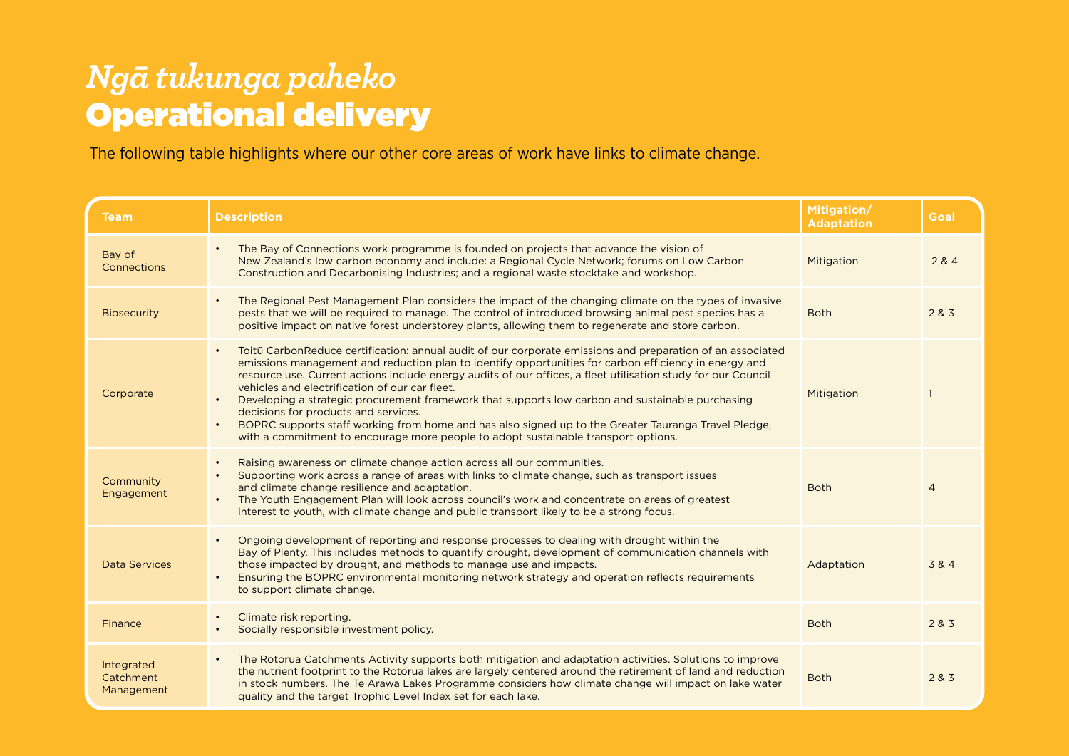# *Ngā tukunga paheko*
# Operational delivery

The following table highlights where our other core areas of work have links to climate change.

| Team | Description | Mitigation/ Adaptation | Goal |
|---|---|---|---|
| Bay of Connections | • The Bay of Connections work programme is founded on projects that advance the vision of New Zealand's low carbon economy and include: a Regional Cycle Network; forums on Low Carbon Construction and Decarbonising Industries; and a regional waste stocktake and workshop. | Mitigation | 2 & 4 |
| Biosecurity | • The Regional Pest Management Plan considers the impact of the changing climate on the types of invasive pests that we will be required to manage. The control of introduced browsing animal pest species has a positive impact on native forest understorey plants, allowing them to regenerate and store carbon. | Both | 2 & 3 |
| Corporate | • Toitū CarbonReduce certification: annual audit of our corporate emissions and preparation of an associated emissions management and reduction plan to identify opportunities for carbon efficiency in energy and resource use. Current actions include energy audits of our offices, a fleet utilisation study for our Council vehicles and electrification of our car fleet.<br>• Developing a strategic procurement framework that supports low carbon and sustainable purchasing decisions for products and services.<br>• BOPRC supports staff working from home and has also signed up to the Greater Tauranga Travel Pledge, with a commitment to encourage more people to adopt sustainable transport options. | Mitigation | 1 |
| Community Engagement | • Raising awareness on climate change action across all our communities.<br>• Supporting work across a range of areas with links to climate change, such as transport issues and climate change resilience and adaptation.<br>• The Youth Engagement Plan will look across council's work and concentrate on areas of greatest interest to youth, with climate change and public transport likely to be a strong focus. | Both | 4 |
| Data Services | • Ongoing development of reporting and response processes to dealing with drought within the Bay of Plenty. This includes methods to quantify drought, development of communication channels with those impacted by drought, and methods to manage use and impacts.<br>• Ensuring the BOPRC environmental monitoring network strategy and operation reflects requirements to support climate change. | Adaptation | 3 & 4 |
| Finance | • Climate risk reporting.<br>• Socially responsible investment policy. | Both | 2 & 3 |
| Integrated Catchment Management | • The Rotorua Catchments Activity supports both mitigation and adaptation activities. Solutions to improve the nutrient footprint to the Rotorua lakes are largely centered around the retirement of land and reduction in stock numbers. The Te Arawa Lakes Programme considers how climate change will impact on lake water quality and the target Trophic Level Index set for each lake. | Both | 2 & 3 |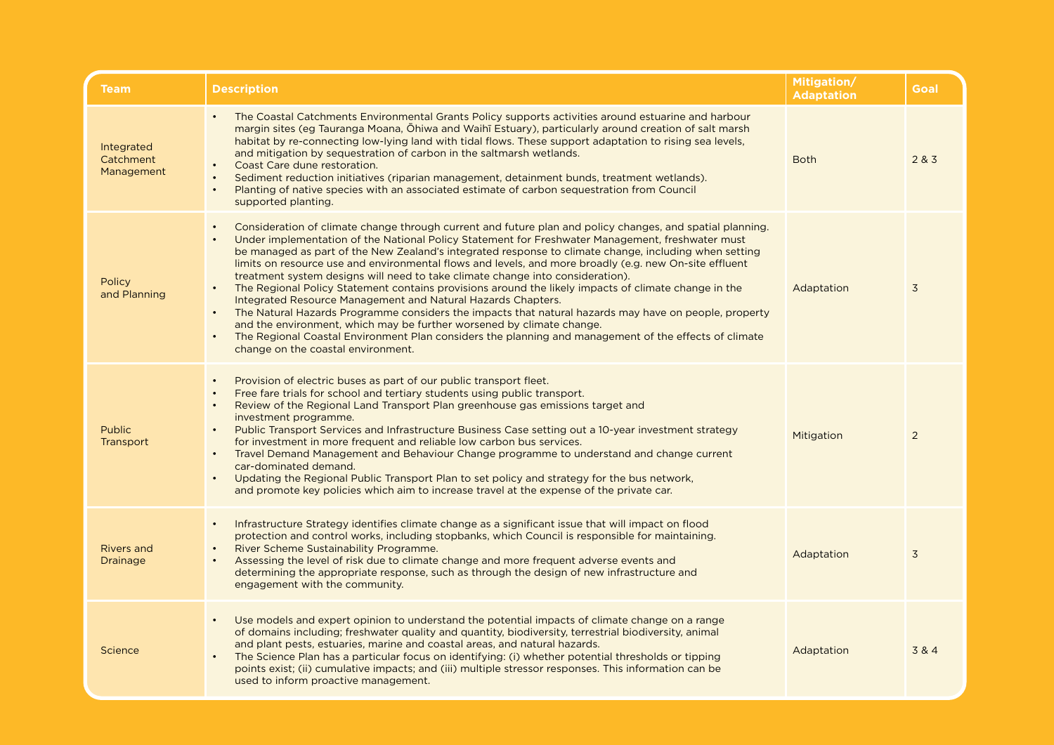| Team | Description | Mitigation/ Adaptation | Goal |
|---|---|---|---|
| Integrated Catchment Management | • The Coastal Catchments Environmental Grants Policy supports activities around estuarine and harbour margin sites (eg Tauranga Moana, Ōhiwa and Waihī Estuary), particularly around creation of salt marsh habitat by re-connecting low-lying land with tidal flows. These support adaptation to rising sea levels, and mitigation by sequestration of carbon in the saltmarsh wetlands.<br>• Coast Care dune restoration.<br>• Sediment reduction initiatives (riparian management, detainment bunds, treatment wetlands).<br>• Planting of native species with an associated estimate of carbon sequestration from Council supported planting. | Both | 2 & 3 |
| Policy and Planning | • Consideration of climate change through current and future plan and policy changes, and spatial planning.<br>• Under implementation of the National Policy Statement for Freshwater Management, freshwater must be managed as part of the New Zealand's integrated response to climate change, including when setting limits on resource use and environmental flows and levels, and more broadly (e.g. new On-site effluent treatment system designs will need to take climate change into consideration).<br>• The Regional Policy Statement contains provisions around the likely impacts of climate change in the Integrated Resource Management and Natural Hazards Chapters.<br>• The Natural Hazards Programme considers the impacts that natural hazards may have on people, property and the environment, which may be further worsened by climate change.<br>• The Regional Coastal Environment Plan considers the planning and management of the effects of climate change on the coastal environment. | Adaptation | 3 |
| Public Transport | • Provision of electric buses as part of our public transport fleet.<br>• Free fare trials for school and tertiary students using public transport.<br>• Review of the Regional Land Transport Plan greenhouse gas emissions target and investment programme.<br>• Public Transport Services and Infrastructure Business Case setting out a 10-year investment strategy for investment in more frequent and reliable low carbon bus services.<br>• Travel Demand Management and Behaviour Change programme to understand and change current car-dominated demand.<br>• Updating the Regional Public Transport Plan to set policy and strategy for the bus network, and promote key policies which aim to increase travel at the expense of the private car. | Mitigation | 2 |
| Rivers and Drainage | • Infrastructure Strategy identifies climate change as a significant issue that will impact on flood protection and control works, including stopbanks, which Council is responsible for maintaining.<br>• River Scheme Sustainability Programme.<br>• Assessing the level of risk due to climate change and more frequent adverse events and determining the appropriate response, such as through the design of new infrastructure and engagement with the community. | Adaptation | 3 |
| Science | • Use models and expert opinion to understand the potential impacts of climate change on a range of domains including; freshwater quality and quantity, biodiversity, terrestrial biodiversity, animal and plant pests, estuaries, marine and coastal areas, and natural hazards.<br>• The Science Plan has a particular focus on identifying: (i) whether potential thresholds or tipping points exist; (ii) cumulative impacts; and (iii) multiple stressor responses. This information can be used to inform proactive management. | Adaptation | 3 & 4 |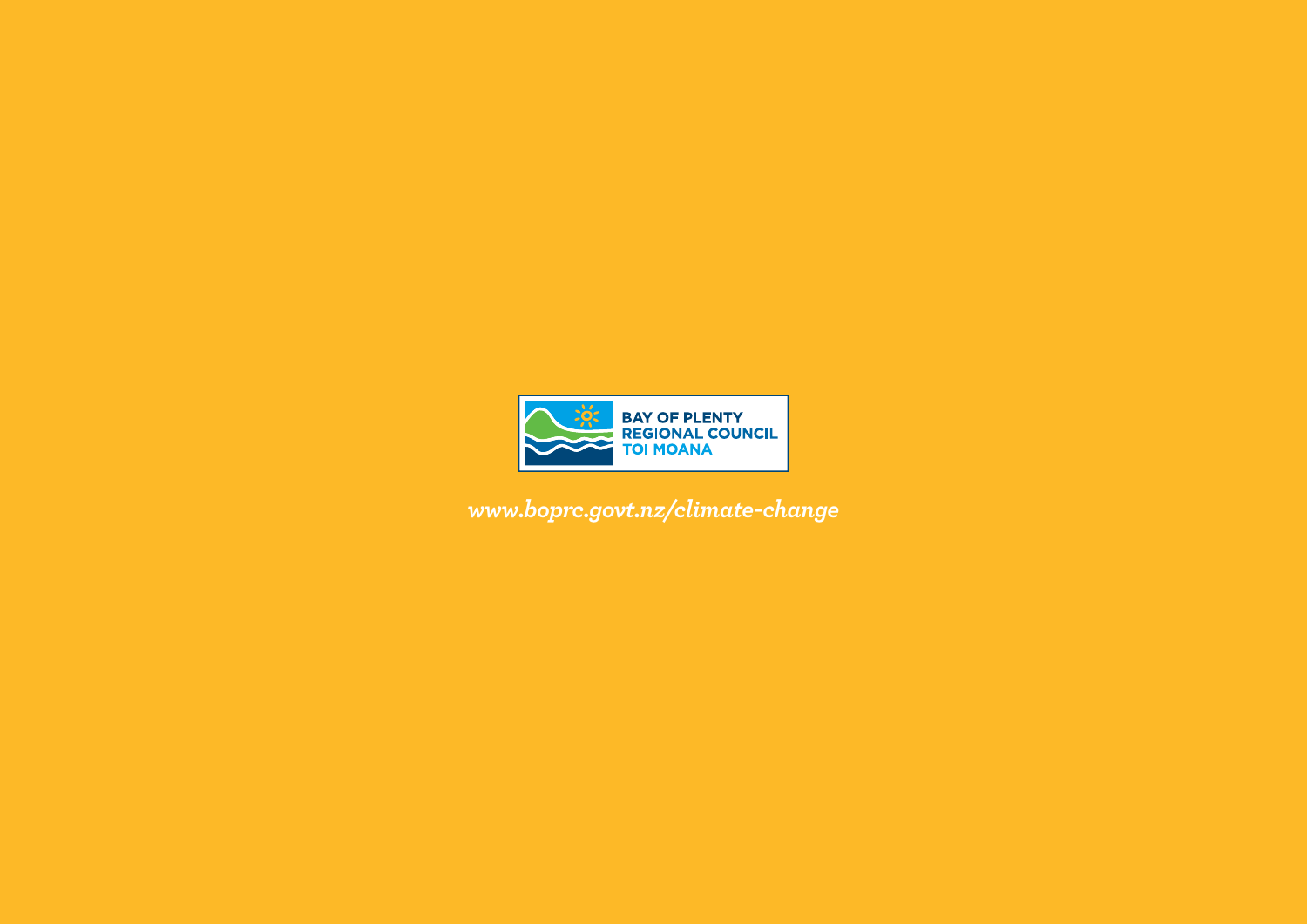BAY OF PLENTY
REGIONAL COUNCIL
TOI MOANA

*www.boprc.govt.nz/climate-change*